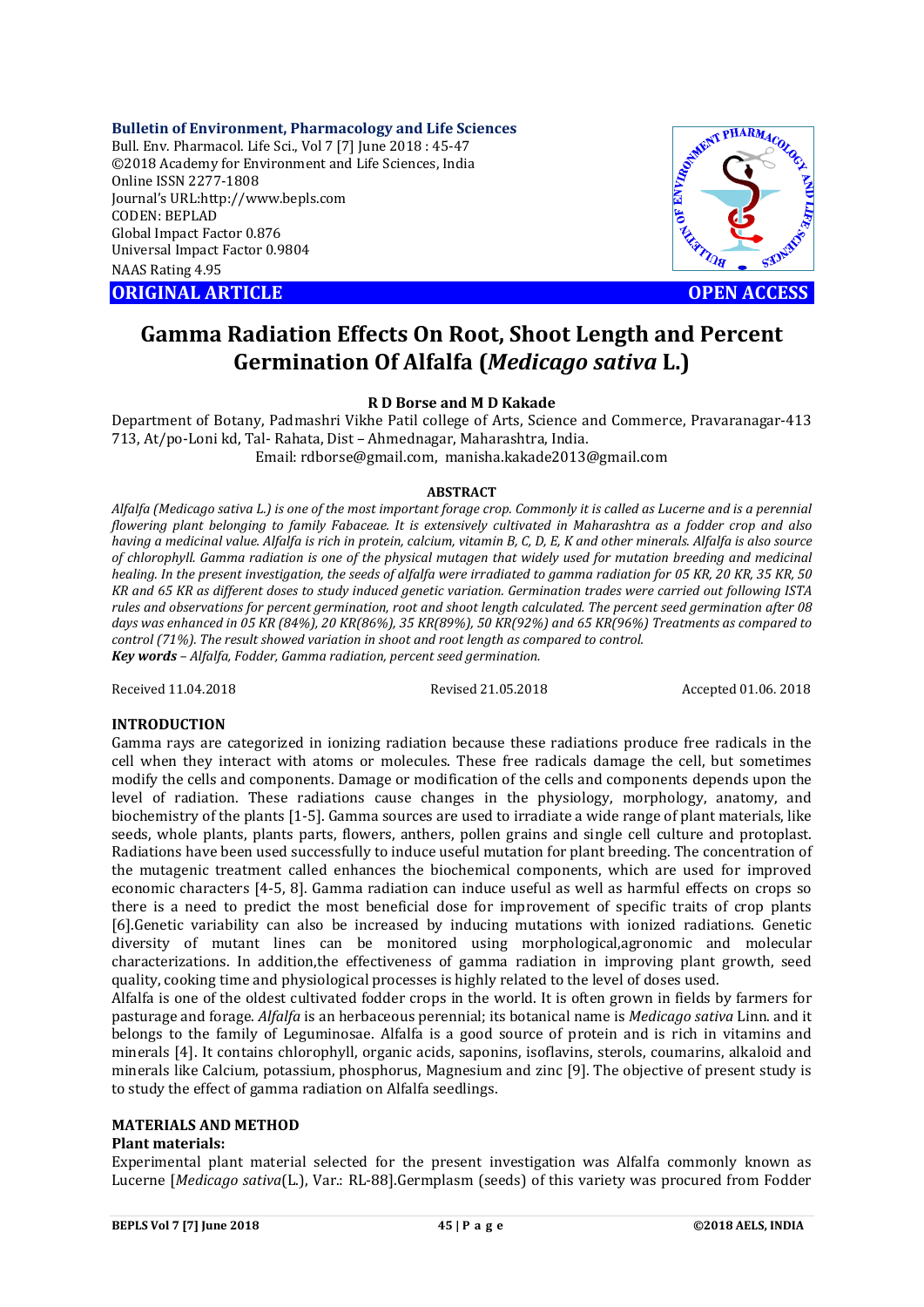**Bulletin of Environment, Pharmacology and Life Sciences**
Bull. Env. Pharmacol. Life Sci., Vol 7 [7] June 2018 : 45-47
©2018 Academy for Environment and Life Sciences, India
Online ISSN 2277-1808
Journal's URL:http://www.bepls.com
CODEN: BEPLAD
Global Impact Factor 0.876
Universal Impact Factor 0.9804
NAAS Rating 4.95

**ORIGINAL ARTICLE** **OPEN ACCESS**

# Gamma Radiation Effects On Root, Shoot Length and Percent Germination Of Alfalfa (*Medicago sativa* L.)

**R D Borse and M D Kakade**

Department of Botany, Padmashri Vikhe Patil college of Arts, Science and Commerce, Pravaranagar-413 713, At/po-Loni kd, Tal- Rahata, Dist – Ahmednagar, Maharashtra, India.
Email: rdborse@gmail.com, manisha.kakade2013@gmail.com

**ABSTRACT**

*Alfalfa (Medicago sativa L.) is one of the most important forage crop. Commonly it is called as Lucerne and is a perennial flowering plant belonging to family Fabaceae. It is extensively cultivated in Maharashtra as a fodder crop and also having a medicinal value. Alfalfa is rich in protein, calcium, vitamin B, C, D, E, K and other minerals. Alfalfa is also source of chlorophyll. Gamma radiation is one of the physical mutagen that widely used for mutation breeding and medicinal healing. In the present investigation, the seeds of alfalfa were irradiated to gamma radiation for 05 KR, 20 KR, 35 KR, 50 KR and 65 KR as different doses to study induced genetic variation. Germination trades were carried out following ISTA rules and observations for percent germination, root and shoot length calculated. The percent seed germination after 08 days was enhanced in 05 KR (84%), 20 KR(86%), 35 KR(89%), 50 KR(92%) and 65 KR(96%) Treatments as compared to control (71%). The result showed variation in shoot and root length as compared to control.*

***Key words** – Alfalfa, Fodder, Gamma radiation, percent seed germination.*

Received 11.04.2018 Revised 21.05.2018 Accepted 01.06. 2018

## INTRODUCTION

Gamma rays are categorized in ionizing radiation because these radiations produce free radicals in the cell when they interact with atoms or molecules. These free radicals damage the cell, but sometimes modify the cells and components. Damage or modification of the cells and components depends upon the level of radiation. These radiations cause changes in the physiology, morphology, anatomy, and biochemistry of the plants [1-5]. Gamma sources are used to irradiate a wide range of plant materials, like seeds, whole plants, plants parts, flowers, anthers, pollen grains and single cell culture and protoplast. Radiations have been used successfully to induce useful mutation for plant breeding. The concentration of the mutagenic treatment called enhances the biochemical components, which are used for improved economic characters [4-5, 8]. Gamma radiation can induce useful as well as harmful effects on crops so there is a need to predict the most beneficial dose for improvement of specific traits of crop plants [6].Genetic variability can also be increased by inducing mutations with ionized radiations. Genetic diversity of mutant lines can be monitored using morphological,agronomic and molecular characterizations. In addition,the effectiveness of gamma radiation in improving plant growth, seed quality, cooking time and physiological processes is highly related to the level of doses used.

Alfalfa is one of the oldest cultivated fodder crops in the world. It is often grown in fields by farmers for pasturage and forage. *Alfalfa* is an herbaceous perennial; its botanical name is *Medicago sativa* Linn. and it belongs to the family of Leguminosae. Alfalfa is a good source of protein and is rich in vitamins and minerals [4]. It contains chlorophyll, organic acids, saponins, isoflavins, sterols, coumarins, alkaloid and minerals like Calcium, potassium, phosphorus, Magnesium and zinc [9]. The objective of present study is to study the effect of gamma radiation on Alfalfa seedlings.

## MATERIALS AND METHOD

### Plant materials:

Experimental plant material selected for the present investigation was Alfalfa commonly known as Lucerne [*Medicago sativa*(L.), Var.: RL-88].Germplasm (seeds) of this variety was procured from Fodder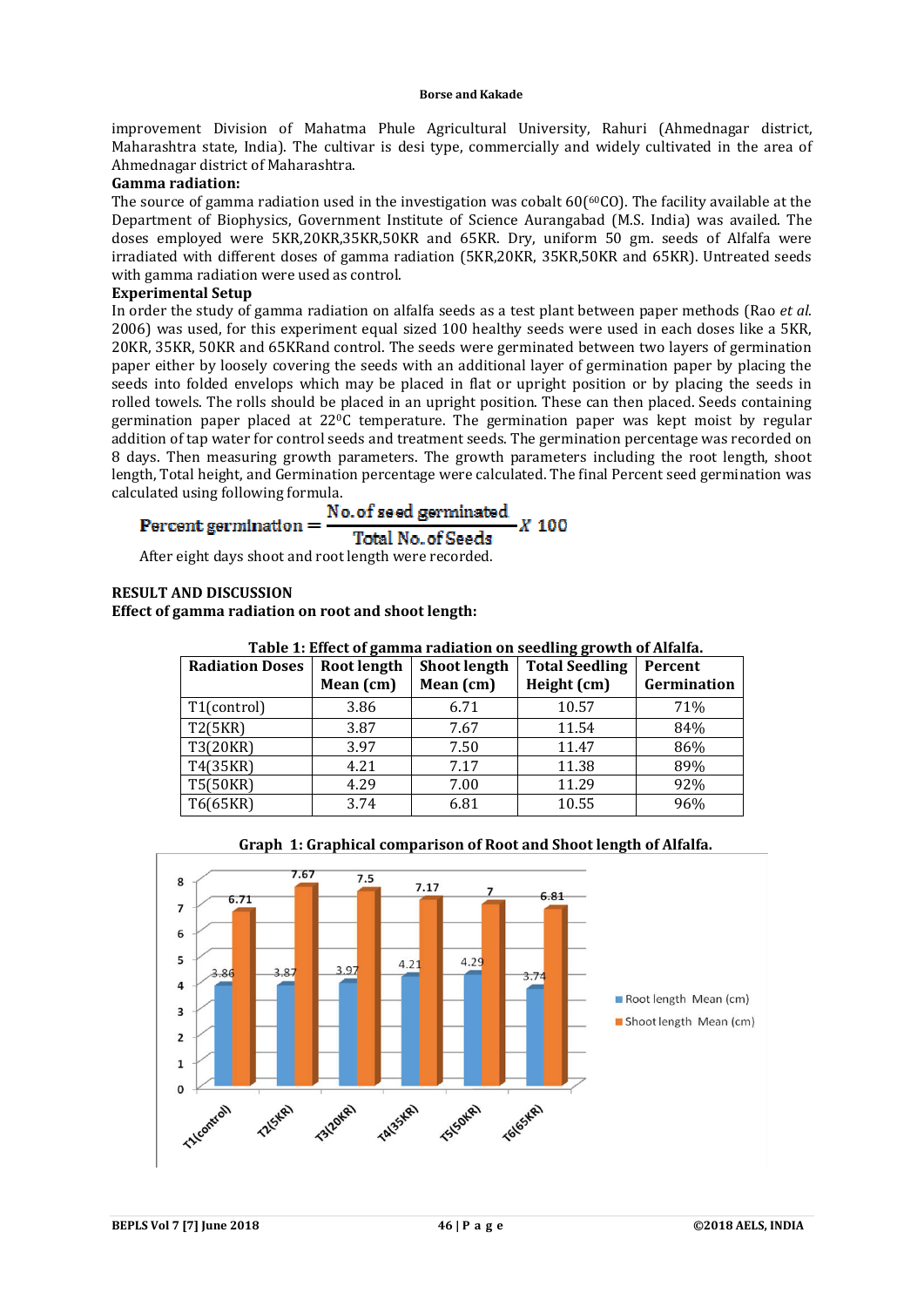improvement Division of Mahatma Phule Agricultural University, Rahuri (Ahmednagar district, Maharashtra state, India). The cultivar is desi type, commercially and widely cultivated in the area of Ahmednagar district of Maharashtra.

**Gamma radiation:**

The source of gamma radiation used in the investigation was cobalt 60($^{60}$CO). The facility available at the Department of Biophysics, Government Institute of Science Aurangabad (M.S. India) was availed. The doses employed were 5KR,20KR,35KR,50KR and 65KR. Dry, uniform 50 gm. seeds of Alfalfa were irradiated with different doses of gamma radiation (5KR,20KR, 35KR,50KR and 65KR). Untreated seeds with gamma radiation were used as control.

**Experimental Setup**

In order the study of gamma radiation on alfalfa seeds as a test plant between paper methods (Rao *et al*. 2006) was used, for this experiment equal sized 100 healthy seeds were used in each doses like a 5KR, 20KR, 35KR, 50KR and 65KRand control. The seeds were germinated between two layers of germination paper either by loosely covering the seeds with an additional layer of germination paper by placing the seeds into folded envelops which may be placed in flat or upright position or by placing the seeds in rolled towels. The rolls should be placed in an upright position. These can then placed. Seeds containing germination paper placed at 22$^0$C temperature. The germination paper was kept moist by regular addition of tap water for control seeds and treatment seeds. The germination percentage was recorded on 8 days. Then measuring growth parameters. The growth parameters including the root length, shoot length, Total height, and Germination percentage were calculated. The final Percent seed germination was calculated using following formula.

$$\text{Percent germination} = \frac{\text{No. of seed germinated}}{\text{Total No. of Seeds}} X\ 100$$

After eight days shoot and root length were recorded.

## RESULT AND DISCUSSION

**Effect of gamma radiation on root and shoot length:**

**Table 1: Effect of gamma radiation on seedling growth of Alfalfa.**

| Radiation Doses | Root length Mean (cm) | Shoot length Mean (cm) | Total Seedling Height (cm) | Percent Germination |
|---|---|---|---|---|
| T1(control) | 3.86 | 6.71 | 10.57 | 71% |
| T2(5KR) | 3.87 | 7.67 | 11.54 | 84% |
| T3(20KR) | 3.97 | 7.50 | 11.47 | 86% |
| T4(35KR) | 4.21 | 7.17 | 11.38 | 89% |
| T5(50KR) | 4.29 | 7.00 | 11.29 | 92% |
| T6(65KR) | 3.74 | 6.81 | 10.55 | 96% |

**Graph 1: Graphical comparison of Root and Shoot length of Alfalfa.**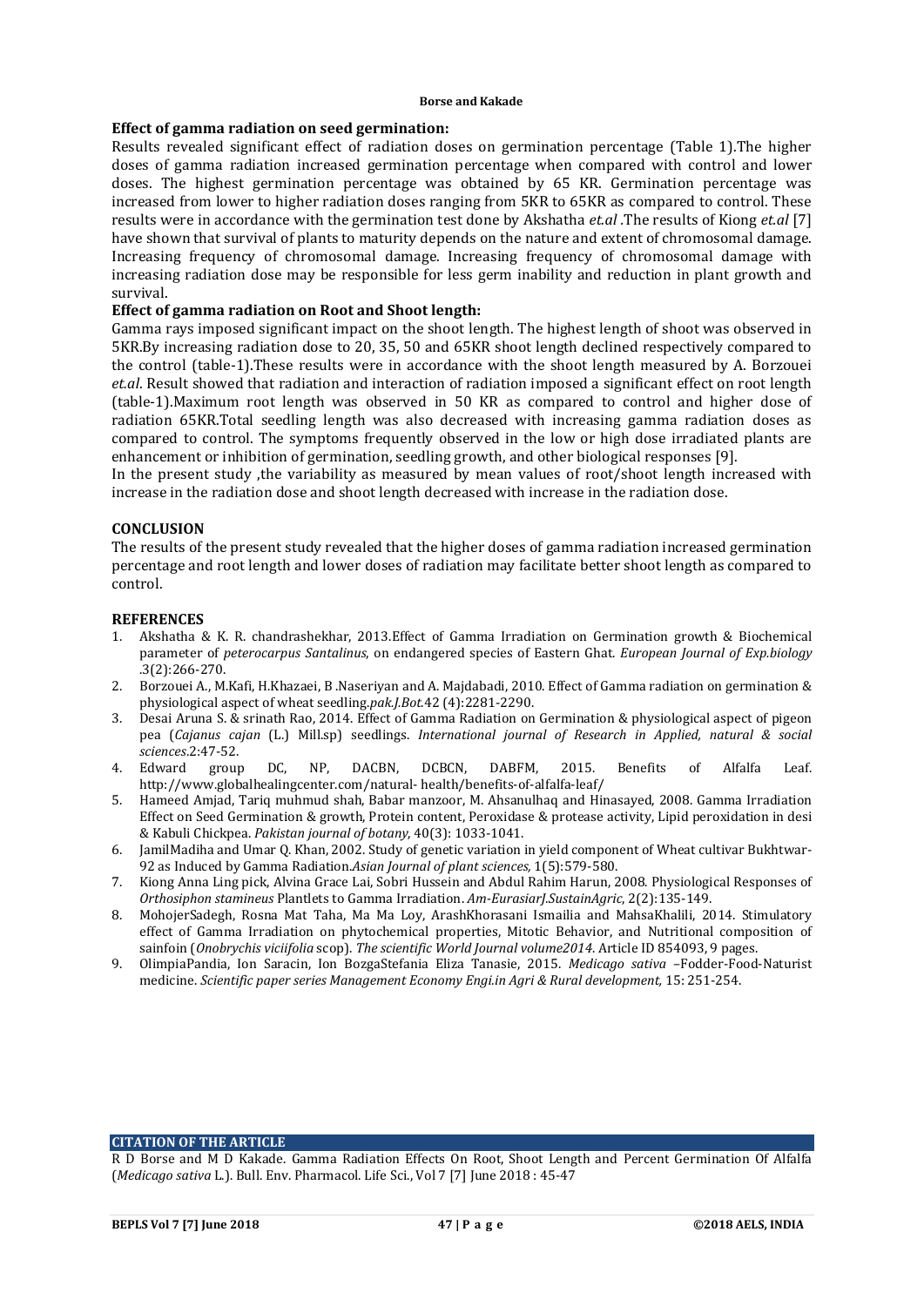**Effect of gamma radiation on seed germination:**

Results revealed significant effect of radiation doses on germination percentage (Table 1).The higher doses of gamma radiation increased germination percentage when compared with control and lower doses. The highest germination percentage was obtained by 65 KR. Germination percentage was increased from lower to higher radiation doses ranging from 5KR to 65KR as compared to control. These results were in accordance with the germination test done by Akshatha *et.al* .The results of Kiong *et.al* [7] have shown that survival of plants to maturity depends on the nature and extent of chromosomal damage. Increasing frequency of chromosomal damage. Increasing frequency of chromosomal damage with increasing radiation dose may be responsible for less germ inability and reduction in plant growth and survival.

**Effect of gamma radiation on Root and Shoot length:**

Gamma rays imposed significant impact on the shoot length. The highest length of shoot was observed in 5KR.By increasing radiation dose to 20, 35, 50 and 65KR shoot length declined respectively compared to the control (table-1).These results were in accordance with the shoot length measured by A. Borzouei *et.al*. Result showed that radiation and interaction of radiation imposed a significant effect on root length (table-1).Maximum root length was observed in 50 KR as compared to control and higher dose of radiation 65KR.Total seedling length was also decreased with increasing gamma radiation doses as compared to control. The symptoms frequently observed in the low or high dose irradiated plants are enhancement or inhibition of germination, seedling growth, and other biological responses [9].

In the present study ,the variability as measured by mean values of root/shoot length increased with increase in the radiation dose and shoot length decreased with increase in the radiation dose.

## CONCLUSION

The results of the present study revealed that the higher doses of gamma radiation increased germination percentage and root length and lower doses of radiation may facilitate better shoot length as compared to control.

## REFERENCES

1. Akshatha & K. R. chandrashekhar, 2013.Effect of Gamma Irradiation on Germination growth & Biochemical parameter of *peterocarpus Santalinus*, on endangered species of Eastern Ghat. *European Journal of Exp.biology* .3(2):266-270.
2. Borzouei A., M.Kafi, H.Khazaei, B .Naseriyan and A. Majdabadi, 2010. Effect of Gamma radiation on germination & physiological aspect of wheat seedling.*pak.J.Bot.*42 (4):2281-2290.
3. Desai Aruna S. & srinath Rao, 2014. Effect of Gamma Radiation on Germination & physiological aspect of pigeon pea (*Cajanus cajan* (L.) Mill.sp) seedlings. *International journal of Research in Applied, natural & social sciences*.2:47-52.
4. Edward group DC, NP, DACBN, DCBCN, DABFM, 2015. Benefits of Alfalfa Leaf. http://www.globalhealingcenter.com/natural- health/benefits-of-alfalfa-leaf/
5. Hameed Amjad, Tariq muhmud shah, Babar manzoor, M. Ahsanulhaq and Hinasayed, 2008. Gamma Irradiation Effect on Seed Germination & growth, Protein content, Peroxidase & protease activity, Lipid peroxidation in desi & Kabuli Chickpea. *Pakistan journal of botany*, 40(3): 1033-1041.
6. JamilMadiha and Umar Q. Khan, 2002. Study of genetic variation in yield component of Wheat cultivar Bukhtwar-92 as Induced by Gamma Radiation.*Asian Journal of plant sciences,* 1(5):579-580.
7. Kiong Anna Ling pick, Alvina Grace Lai, Sobri Hussein and Abdul Rahim Harun, 2008. Physiological Responses of *Orthosiphon stamineus* Plantlets to Gamma Irradiation. *Am-EurasiarJ.SustainAgric*, 2(2):135-149.
8. MohojerSadegh, Rosna Mat Taha, Ma Ma Loy, ArashKhorasani Ismailia and MahsaKhalili, 2014. Stimulatory effect of Gamma Irradiation on phytochemical properties, Mitotic Behavior, and Nutritional composition of sainfoin (*Onobrychis viciifolia* scop). *The scientific World Journal volume2014*. Article ID 854093, 9 pages.
9. OlimpiaPandia, Ion Saracin, Ion BozgaStefania Eliza Tanasie, 2015. *Medicago sativa* –Fodder-Food-Naturist medicine. *Scientific paper series Management Economy Engi.in Agri & Rural development,* 15: 251-254.

**CITATION OF THE ARTICLE**

R D Borse and M D Kakade. Gamma Radiation Effects On Root, Shoot Length and Percent Germination Of Alfalfa (*Medicago sativa* L.). Bull. Env. Pharmacol. Life Sci., Vol 7 [7] June 2018 : 45-47